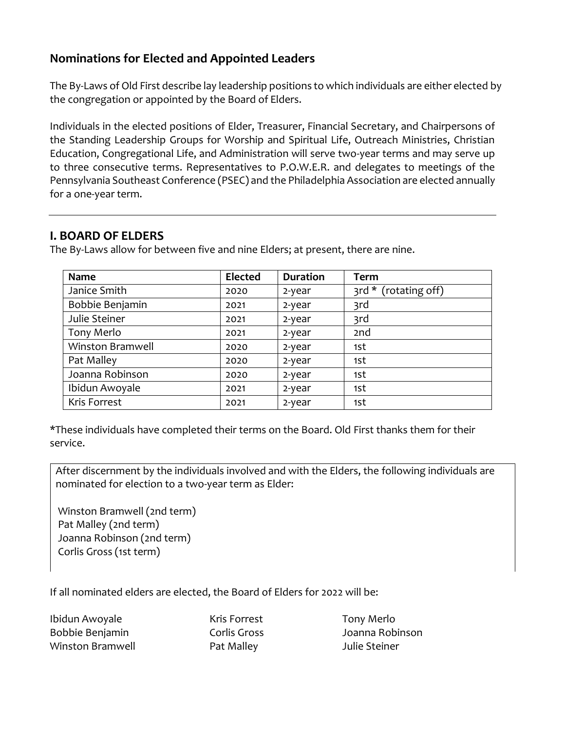## Nominations for Elected and Appointed Leaders

The By-Laws of Old First describe lay leadership positions to which individuals are either elected by the congregation or appointed by the Board of Elders.

Individuals in the elected positions of Elder, Treasurer, Financial Secretary, and Chairpersons of the Standing Leadership Groups for Worship and Spiritual Life, Outreach Ministries, Christian Education, Congregational Life, and Administration will serve two-year terms and may serve up to three consecutive terms. Representatives to P.O.W.E.R. and delegates to meetings of the Pennsylvania Southeast Conference (PSEC) and the Philadelphia Association are elected annually for a one-year term.

---

## I. BOARD OF ELDERS

The By-Laws allow for between five and nine Elders; at present, there are nine.

| Name | Elected | Duration | Term |
|---|---|---|---|
| Janice Smith | 2020 | 2-year | 3rd * (rotating off) |
| Bobbie Benjamin | 2021 | 2-year | 3rd |
| Julie Steiner | 2021 | 2-year | 3rd |
| Tony Merlo | 2021 | 2-year | 2nd |
| Winston Bramwell | 2020 | 2-year | 1st |
| Pat Malley | 2020 | 2-year | 1st |
| Joanna Robinson | 2020 | 2-year | 1st |
| Ibidun Awoyale | 2021 | 2-year | 1st |
| Kris Forrest | 2021 | 2-year | 1st |

*These individuals have completed their terms on the Board. Old First thanks them for their service.

After discernment by the individuals involved and with the Elders, the following individuals are nominated for election to a two-year term as Elder:

Winston Bramwell (2nd term)
Pat Malley (2nd term)
Joanna Robinson (2nd term)
Corlis Gross (1st term)

If all nominated elders are elected, the Board of Elders for 2022 will be:

Ibidun Awoyale
Bobbie Benjamin
Winston Bramwell
Kris Forrest
Corlis Gross
Pat Malley
Tony Merlo
Joanna Robinson
Julie Steiner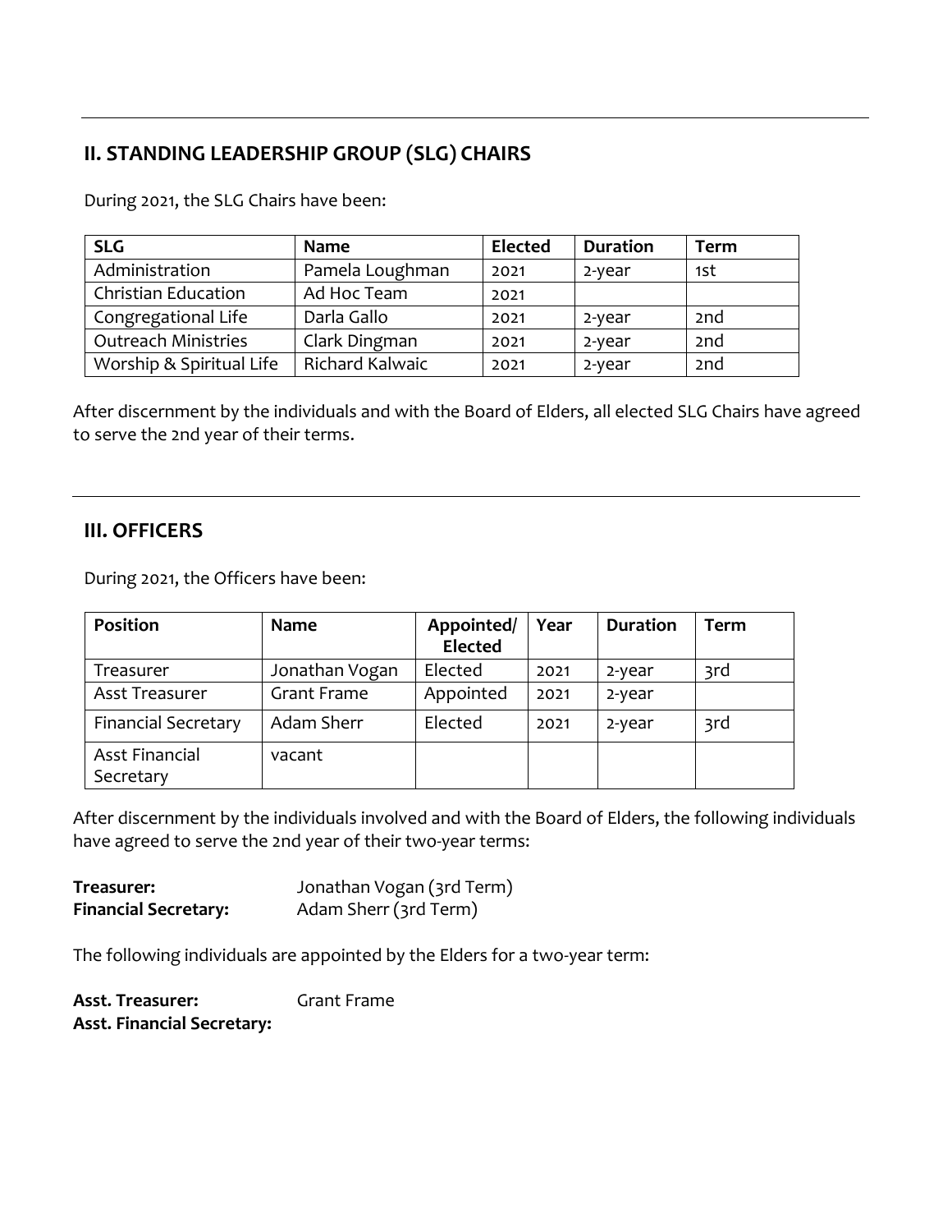## II. STANDING LEADERSHIP GROUP (SLG) CHAIRS

During 2021, the SLG Chairs have been:

| SLG | Name | Elected | Duration | Term |
|---|---|---|---|---|
| Administration | Pamela Loughman | 2021 | 2-year | 1st |
| Christian Education | Ad Hoc Team | 2021 | | |
| Congregational Life | Darla Gallo | 2021 | 2-year | 2nd |
| Outreach Ministries | Clark Dingman | 2021 | 2-year | 2nd |
| Worship & Spiritual Life | Richard Kalwaic | 2021 | 2-year | 2nd |

After discernment by the individuals and with the Board of Elders, all elected SLG Chairs have agreed to serve the 2nd year of their terms.

---

## III. OFFICERS

During 2021, the Officers have been:

| Position | Name | Appointed/ Elected | Year | Duration | Term |
|---|---|---|---|---|---|
| Treasurer | Jonathan Vogan | Elected | 2021 | 2-year | 3rd |
| Asst Treasurer | Grant Frame | Appointed | 2021 | 2-year | |
| Financial Secretary | Adam Sherr | Elected | 2021 | 2-year | 3rd |
| Asst Financial Secretary | vacant | | | | |

After discernment by the individuals involved and with the Board of Elders, the following individuals have agreed to serve the 2nd year of their two-year terms:

**Treasurer:** Jonathan Vogan (3rd Term)
**Financial Secretary:** Adam Sherr (3rd Term)

The following individuals are appointed by the Elders for a two-year term:

**Asst. Treasurer:** Grant Frame
**Asst. Financial Secretary:**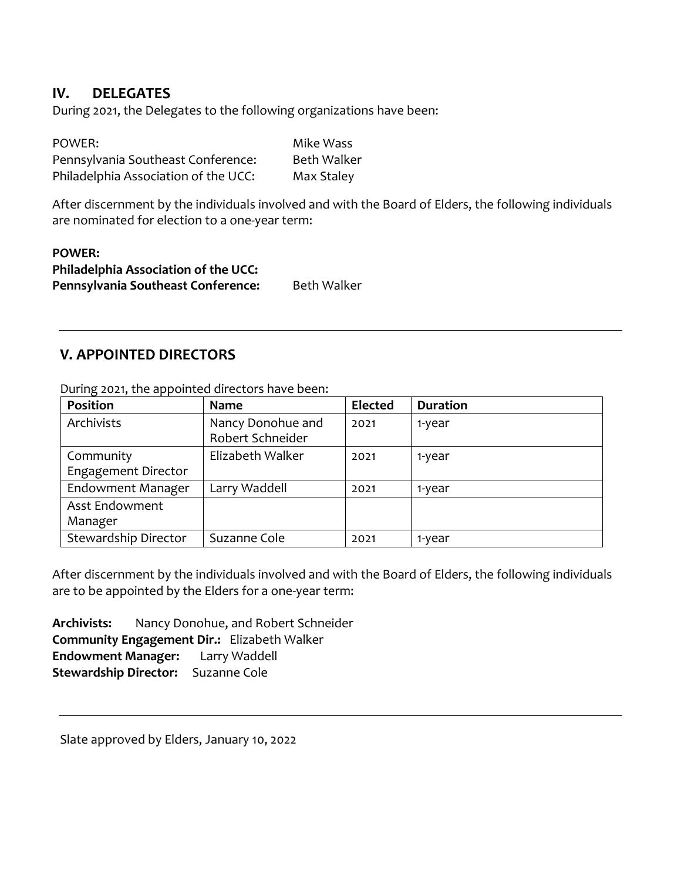## IV. DELEGATES

During 2021, the Delegates to the following organizations have been:

POWER: Mike Wass
Pennsylvania Southeast Conference: Beth Walker
Philadelphia Association of the UCC: Max Staley

After discernment by the individuals involved and with the Board of Elders, the following individuals are nominated for election to a one-year term:

**POWER:**
**Philadelphia Association of the UCC:**
**Pennsylvania Southeast Conference:** Beth Walker

---

## V. APPOINTED DIRECTORS

During 2021, the appointed directors have been:

| Position | Name | Elected | Duration |
|---|---|---|---|
| Archivists | Nancy Donohue and Robert Schneider | 2021 | 1-year |
| Community Engagement Director | Elizabeth Walker | 2021 | 1-year |
| Endowment Manager | Larry Waddell | 2021 | 1-year |
| Asst Endowment Manager | | | |
| Stewardship Director | Suzanne Cole | 2021 | 1-year |

After discernment by the individuals involved and with the Board of Elders, the following individuals are to be appointed by the Elders for a one-year term:

**Archivists:** Nancy Donohue, and Robert Schneider
**Community Engagement Dir.:** Elizabeth Walker
**Endowment Manager:** Larry Waddell
**Stewardship Director:** Suzanne Cole

---

Slate approved by Elders, January 10, 2022